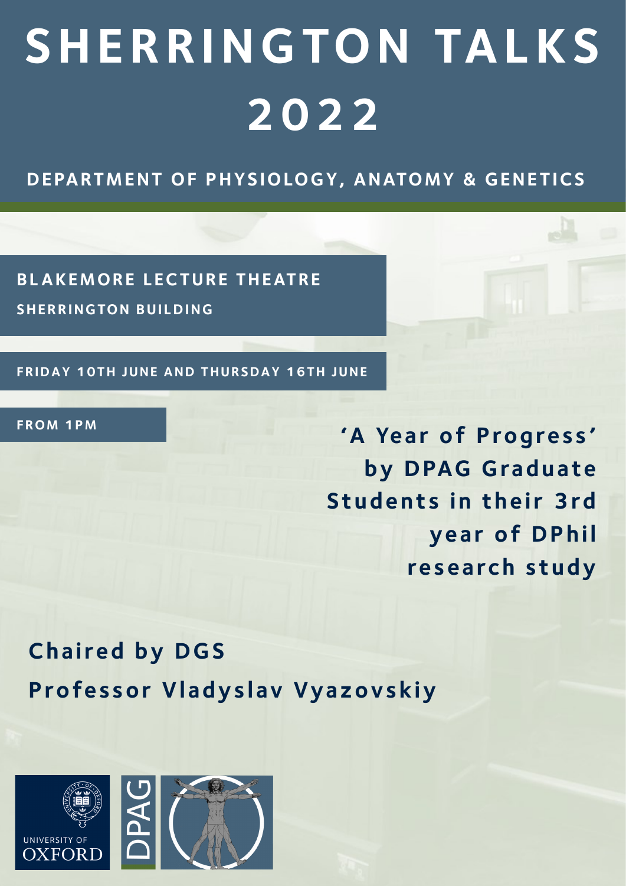# SHERRINGTON TALKS 2022

## DEPARTMENT OF PHYSIOLOGY, ANATOMY & GENETICS

**BLAKEMORE LECTURE THEATRE**

**SHERRINGTON BUILDING**

**FRIDAY 10TH JUNE AND THURSDAY 16TH JUNE**

**FROM 1PM**

**'A Year of Progress' by DPAG Graduate Students in their 3rd year of DPhil research study**

**Chaired by DGS**

**Professor Vladyslav Vyazovskiy**

UNIVERSITY OF OXFORD

DPAG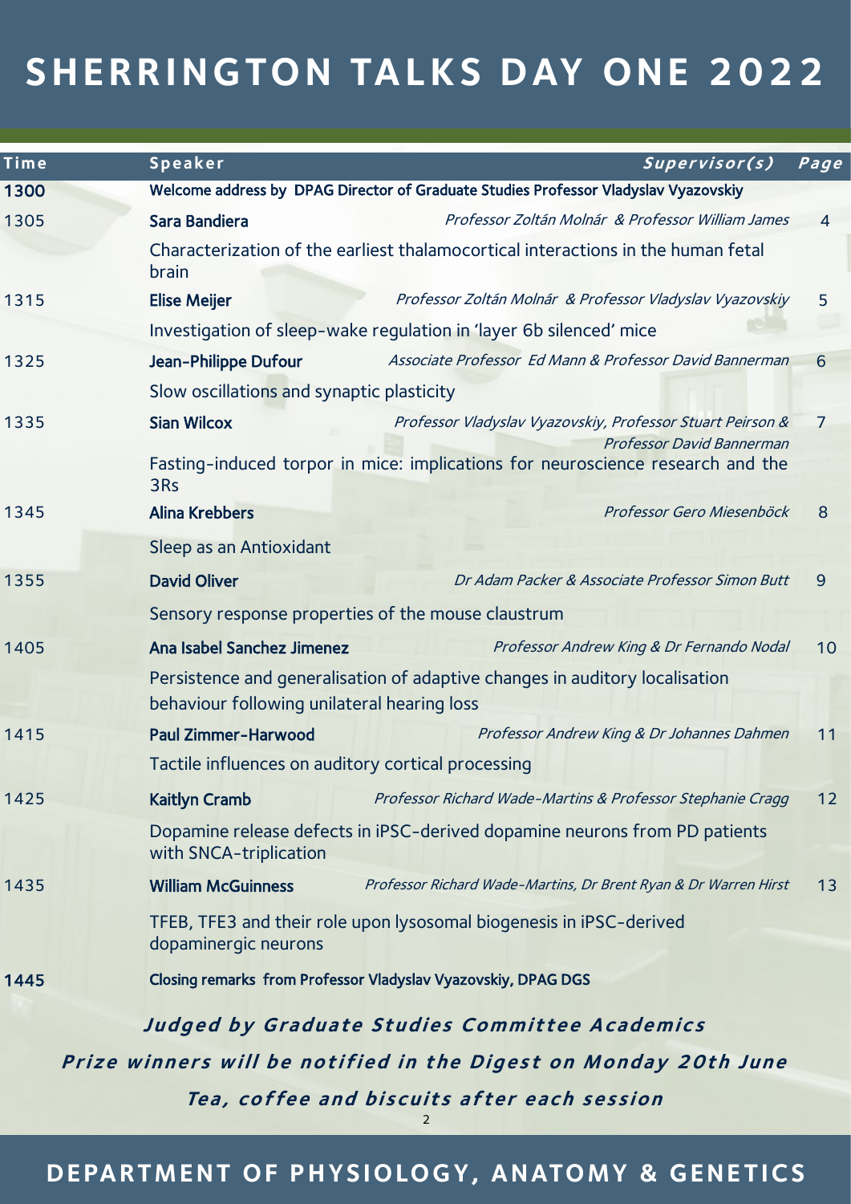# SHERRINGTON TALKS DAY ONE 2022

| Time | Speaker | *Supervisor(s)* | Page |
|---|---|---|---|
| 1300 | Welcome address by DPAG Director of Graduate Studies Professor Vladyslav Vyazovskiy | | |
| 1305 | Sara Bandiera<br>Characterization of the earliest thalamocortical interactions in the human fetal brain | *Professor Zoltán Molnár & Professor William James* | 4 |
| 1315 | Elise Meijer<br>Investigation of sleep-wake regulation in 'layer 6b silenced' mice | *Professor Zoltán Molnár & Professor Vladyslav Vyazovskiy* | 5 |
| 1325 | Jean-Philippe Dufour<br>Slow oscillations and synaptic plasticity | *Associate Professor Ed Mann & Professor David Bannerman* | 6 |
| 1335 | Sian Wilcox<br>Fasting-induced torpor in mice: implications for neuroscience research and the 3Rs | *Professor Vladyslav Vyazovskiy, Professor Stuart Peirson & Professor David Bannerman* | 7 |
| 1345 | Alina Krebbers<br>Sleep as an Antioxidant | *Professor Gero Miesenböck* | 8 |
| 1355 | David Oliver<br>Sensory response properties of the mouse claustrum | *Dr Adam Packer & Associate Professor Simon Butt* | 9 |
| 1405 | Ana Isabel Sanchez Jimenez<br>Persistence and generalisation of adaptive changes in auditory localisation behaviour following unilateral hearing loss | *Professor Andrew King & Dr Fernando Nodal* | 10 |
| 1415 | Paul Zimmer-Harwood<br>Tactile influences on auditory cortical processing | *Professor Andrew King & Dr Johannes Dahmen* | 11 |
| 1425 | Kaitlyn Cramb<br>Dopamine release defects in iPSC-derived dopamine neurons from PD patients with SNCA-triplication | *Professor Richard Wade-Martins & Professor Stephanie Cragg* | 12 |
| 1435 | William McGuinness<br>TFEB, TFE3 and their role upon lysosomal biogenesis in iPSC-derived dopaminergic neurons | *Professor Richard Wade-Martins, Dr Brent Ryan & Dr Warren Hirst* | 13 |
| 1445 | Closing remarks from Professor Vladyslav Vyazovskiy, DPAG DGS | | |

***Judged by Graduate Studies Committee Academics***

***Prize winners will be notified in the Digest on Monday 20th June***

***Tea, coffee and biscuits after each session***

**DEPARTMENT OF PHYSIOLOGY, ANATOMY & GENETICS**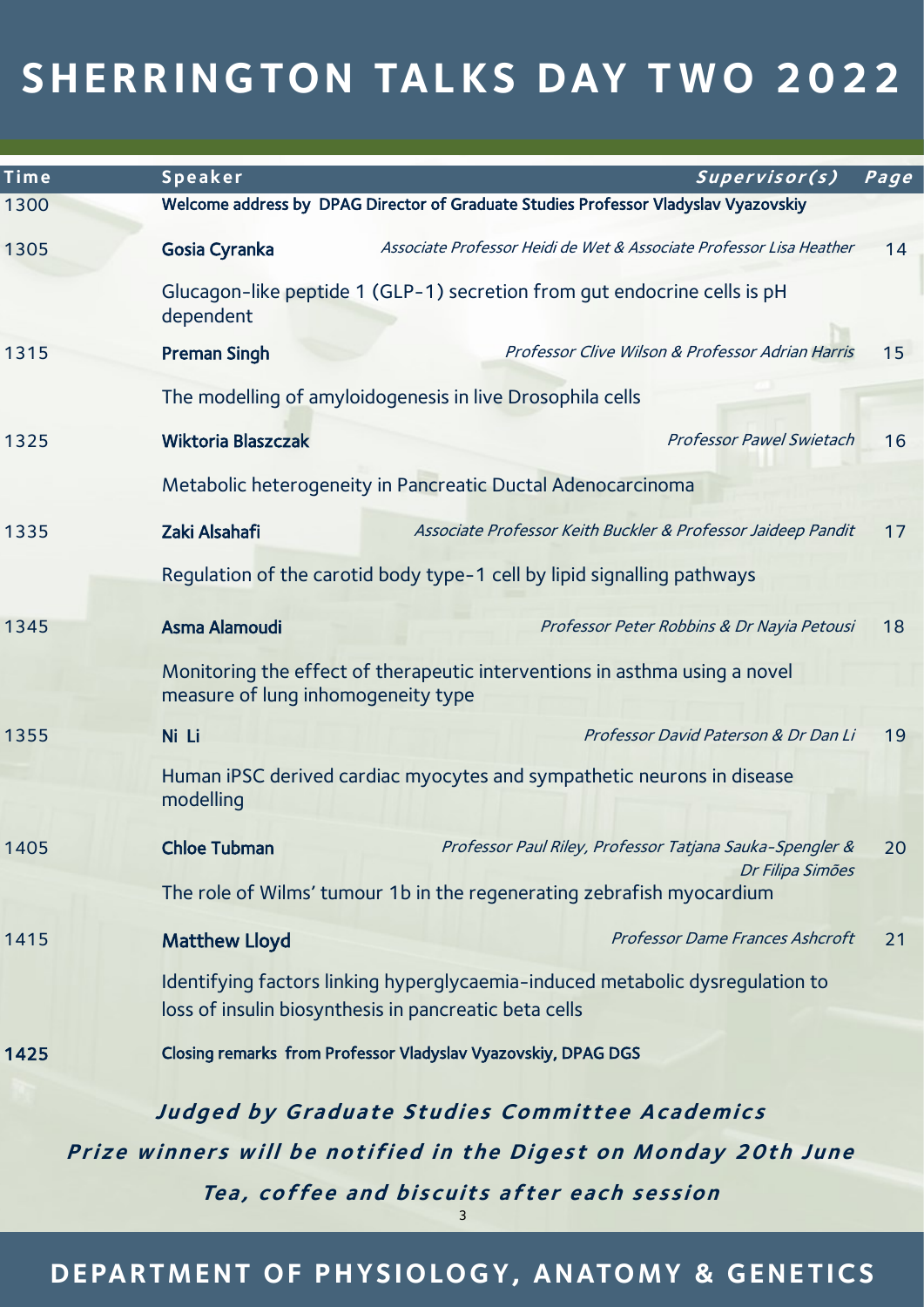# SHERRINGTON TALKS DAY TWO 2022

| Time | Speaker | *Supervisor(s)* | Page |
|---|---|---|---|
| 1300 | Welcome address by DPAG Director of Graduate Studies Professor Vladyslav Vyazovskiy | | |
| 1305 | **Gosia Cyranka**<br>Glucagon-like peptide 1 (GLP-1) secretion from gut endocrine cells is pH dependent | *Associate Professor Heidi de Wet & Associate Professor Lisa Heather* | 14 |
| 1315 | **Preman Singh**<br>The modelling of amyloidogenesis in live Drosophila cells | *Professor Clive Wilson & Professor Adrian Harris* | 15 |
| 1325 | **Wiktoria Blaszczak**<br>Metabolic heterogeneity in Pancreatic Ductal Adenocarcinoma | *Professor Pawel Swietach* | 16 |
| 1335 | **Zaki Alsahafi**<br>Regulation of the carotid body type-1 cell by lipid signalling pathways | *Associate Professor Keith Buckler & Professor Jaideep Pandit* | 17 |
| 1345 | **Asma Alamoudi**<br>Monitoring the effect of therapeutic interventions in asthma using a novel measure of lung inhomogeneity type | *Professor Peter Robbins & Dr Nayia Petousi* | 18 |
| 1355 | **Ni Li**<br>Human iPSC derived cardiac myocytes and sympathetic neurons in disease modelling | *Professor David Paterson & Dr Dan Li* | 19 |
| 1405 | **Chloe Tubman**<br>The role of Wilms' tumour 1b in the regenerating zebrafish myocardium | *Professor Paul Riley, Professor Tatjana Sauka-Spengler & Dr Filipa Simões* | 20 |
| 1415 | **Matthew Lloyd**<br>Identifying factors linking hyperglycaemia-induced metabolic dysregulation to loss of insulin biosynthesis in pancreatic beta cells | *Professor Dame Frances Ashcroft* | 21 |
| 1425 | Closing remarks from Professor Vladyslav Vyazovskiy, DPAG DGS | | |

***Judged by Graduate Studies Committee Academics***

***Prize winners will be notified in the Digest on Monday 20th June***

***Tea, coffee and biscuits after each session***

## DEPARTMENT OF PHYSIOLOGY, ANATOMY & GENETICS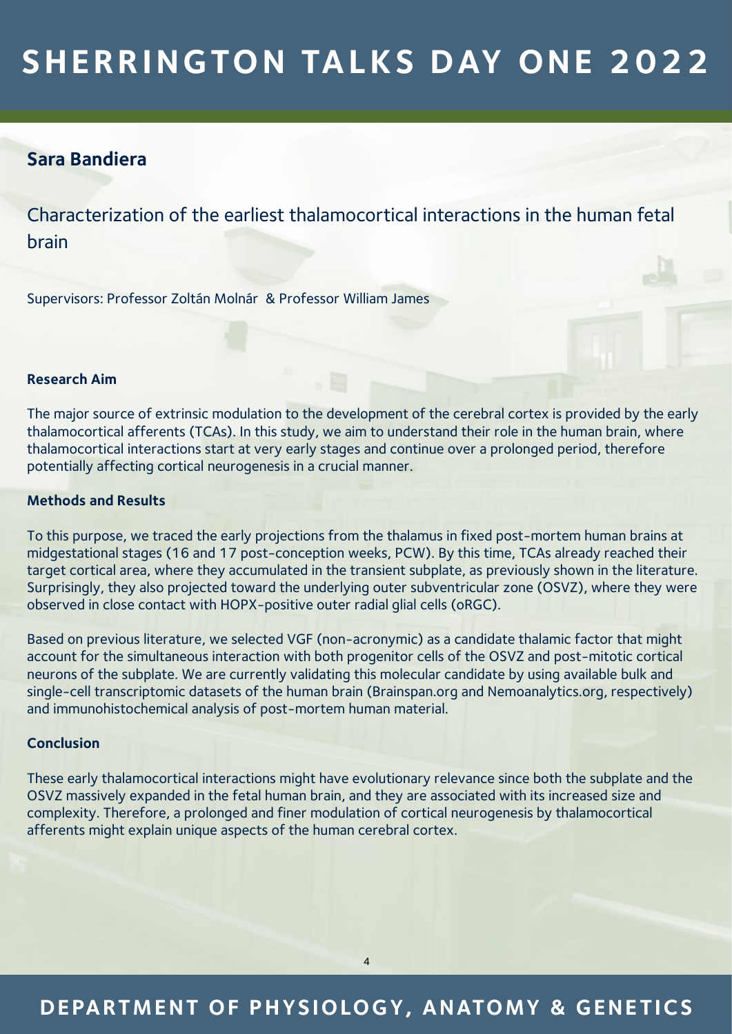## Sara Bandiera

### Characterization of the earliest thalamocortical interactions in the human fetal brain

Supervisors: Professor Zoltán Molnár & Professor William James

**Research Aim**

The major source of extrinsic modulation to the development of the cerebral cortex is provided by the early thalamocortical afferents (TCAs). In this study, we aim to understand their role in the human brain, where thalamocortical interactions start at very early stages and continue over a prolonged period, therefore potentially affecting cortical neurogenesis in a crucial manner.

**Methods and Results**

To this purpose, we traced the early projections from the thalamus in fixed post-mortem human brains at midgestational stages (16 and 17 post-conception weeks, PCW). By this time, TCAs already reached their target cortical area, where they accumulated in the transient subplate, as previously shown in the literature. Surprisingly, they also projected toward the underlying outer subventricular zone (OSVZ), where they were observed in close contact with HOPX-positive outer radial glial cells (oRGC).

Based on previous literature, we selected VGF (non-acronymic) as a candidate thalamic factor that might account for the simultaneous interaction with both progenitor cells of the OSVZ and post-mitotic cortical neurons of the subplate. We are currently validating this molecular candidate by using available bulk and single-cell transcriptomic datasets of the human brain (Brainspan.org and Nemoanalytics.org, respectively) and immunohistochemical analysis of post-mortem human material.

**Conclusion**

These early thalamocortical interactions might have evolutionary relevance since both the subplate and the OSVZ massively expanded in the fetal human brain, and they are associated with its increased size and complexity. Therefore, a prolonged and finer modulation of cortical neurogenesis by thalamocortical afferents might explain unique aspects of the human cerebral cortex.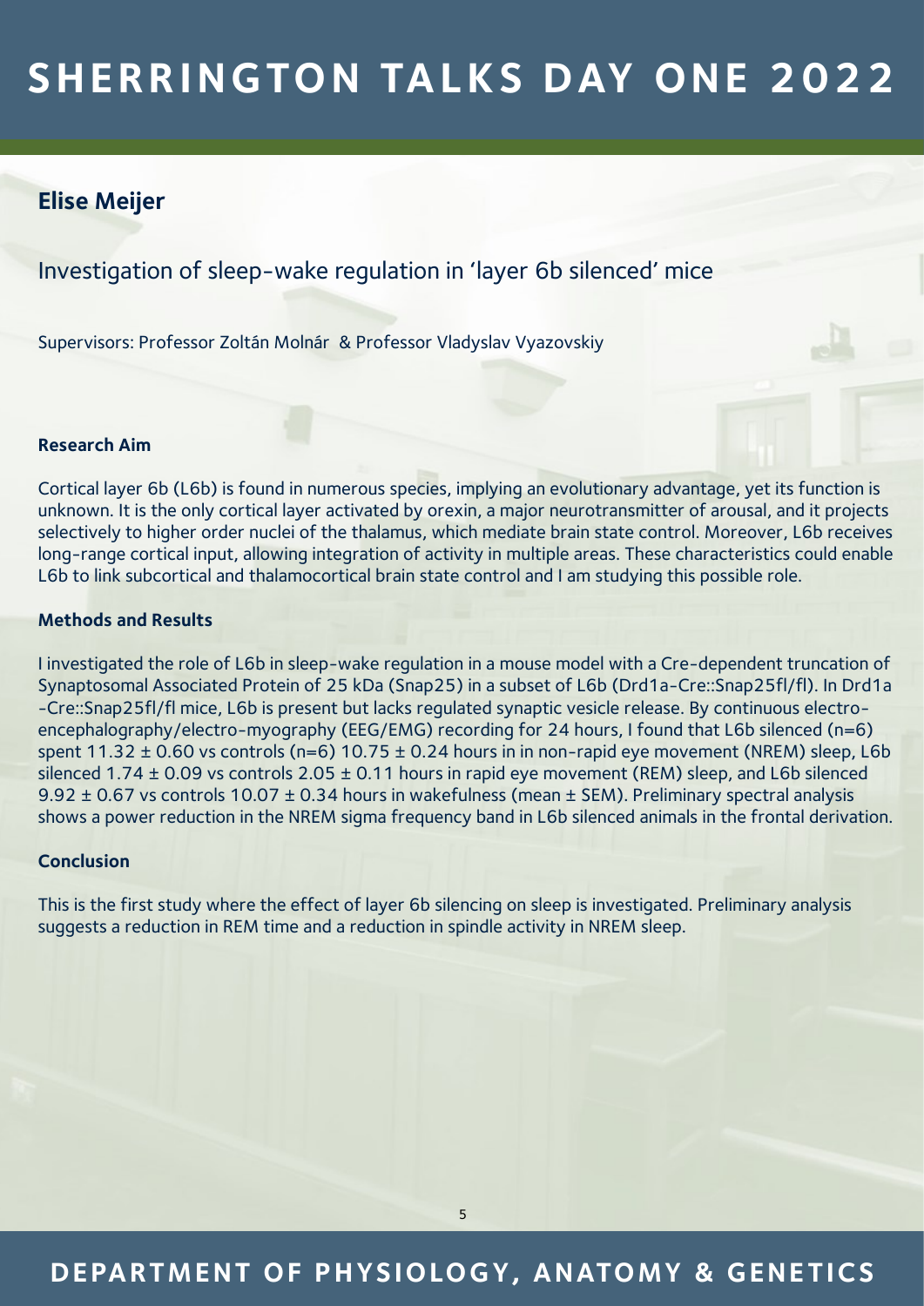# SHERRINGTON TALKS DAY ONE 2022

## Elise Meijer

### Investigation of sleep-wake regulation in 'layer 6b silenced' mice

Supervisors: Professor Zoltán Molnár & Professor Vladyslav Vyazovskiy

**Research Aim**

Cortical layer 6b (L6b) is found in numerous species, implying an evolutionary advantage, yet its function is unknown. It is the only cortical layer activated by orexin, a major neurotransmitter of arousal, and it projects selectively to higher order nuclei of the thalamus, which mediate brain state control. Moreover, L6b receives long-range cortical input, allowing integration of activity in multiple areas. These characteristics could enable L6b to link subcortical and thalamocortical brain state control and I am studying this possible role.

**Methods and Results**

I investigated the role of L6b in sleep-wake regulation in a mouse model with a Cre-dependent truncation of Synaptosomal Associated Protein of 25 kDa (Snap25) in a subset of L6b (Drd1a-Cre::Snap25fl/fl). In Drd1a -Cre::Snap25fl/fl mice, L6b is present but lacks regulated synaptic vesicle release. By continuous electro-encephalography/electro-myography (EEG/EMG) recording for 24 hours, I found that L6b silenced (n=6) spent 11.32 ± 0.60 vs controls (n=6) 10.75 ± 0.24 hours in in non-rapid eye movement (NREM) sleep, L6b silenced 1.74 ± 0.09 vs controls 2.05 ± 0.11 hours in rapid eye movement (REM) sleep, and L6b silenced 9.92 ± 0.67 vs controls 10.07 ± 0.34 hours in wakefulness (mean ± SEM). Preliminary spectral analysis shows a power reduction in the NREM sigma frequency band in L6b silenced animals in the frontal derivation.

**Conclusion**

This is the first study where the effect of layer 6b silencing on sleep is investigated. Preliminary analysis suggests a reduction in REM time and a reduction in spindle activity in NREM sleep.

**DEPARTMENT OF PHYSIOLOGY, ANATOMY & GENETICS**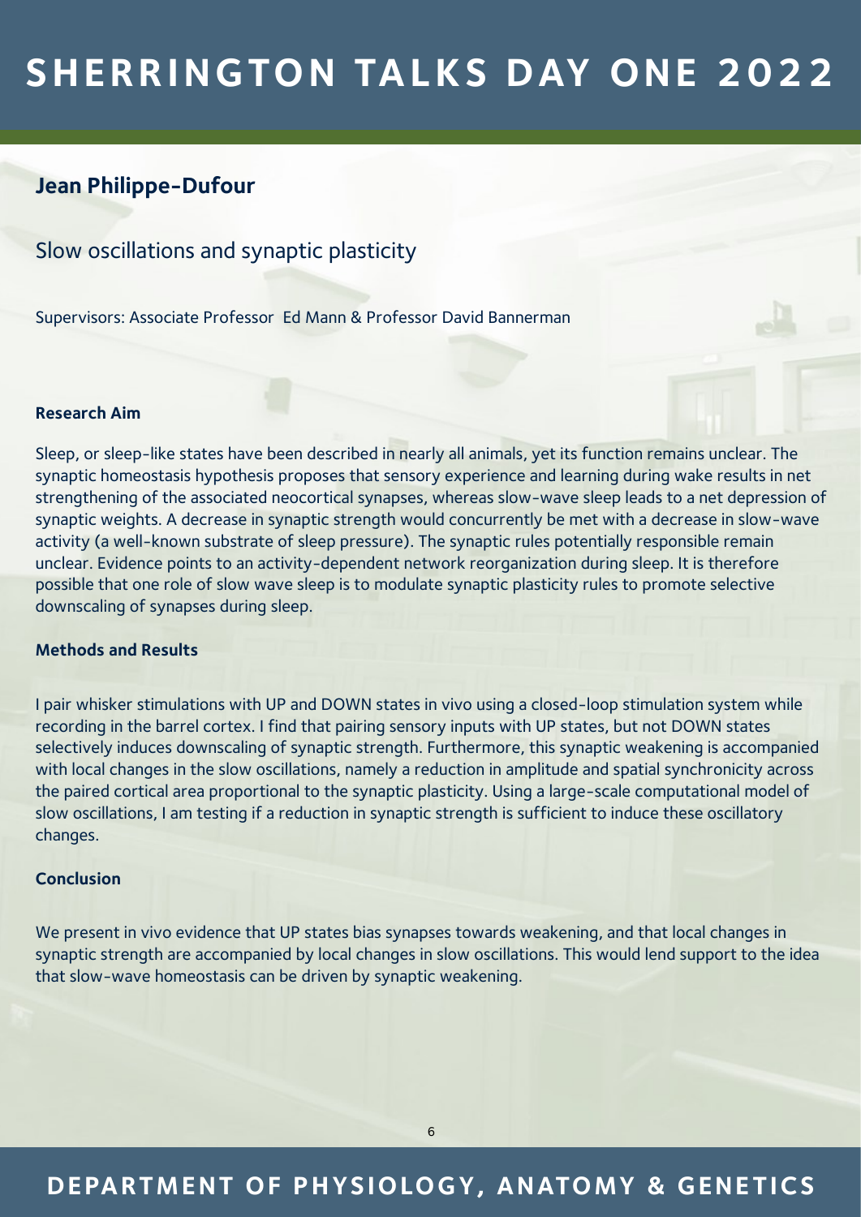# SHERRINGTON TALKS DAY ONE 2022

## Jean Philippe-Dufour

### Slow oscillations and synaptic plasticity

Supervisors: Associate Professor Ed Mann & Professor David Bannerman

**Research Aim**

Sleep, or sleep-like states have been described in nearly all animals, yet its function remains unclear. The synaptic homeostasis hypothesis proposes that sensory experience and learning during wake results in net strengthening of the associated neocortical synapses, whereas slow-wave sleep leads to a net depression of synaptic weights. A decrease in synaptic strength would concurrently be met with a decrease in slow-wave activity (a well-known substrate of sleep pressure). The synaptic rules potentially responsible remain unclear. Evidence points to an activity-dependent network reorganization during sleep. It is therefore possible that one role of slow wave sleep is to modulate synaptic plasticity rules to promote selective downscaling of synapses during sleep.

**Methods and Results**

I pair whisker stimulations with UP and DOWN states in vivo using a closed-loop stimulation system while recording in the barrel cortex. I find that pairing sensory inputs with UP states, but not DOWN states selectively induces downscaling of synaptic strength. Furthermore, this synaptic weakening is accompanied with local changes in the slow oscillations, namely a reduction in amplitude and spatial synchronicity across the paired cortical area proportional to the synaptic plasticity. Using a large-scale computational model of slow oscillations, I am testing if a reduction in synaptic strength is sufficient to induce these oscillatory changes.

**Conclusion**

We present in vivo evidence that UP states bias synapses towards weakening, and that local changes in synaptic strength are accompanied by local changes in slow oscillations. This would lend support to the idea that slow-wave homeostasis can be driven by synaptic weakening.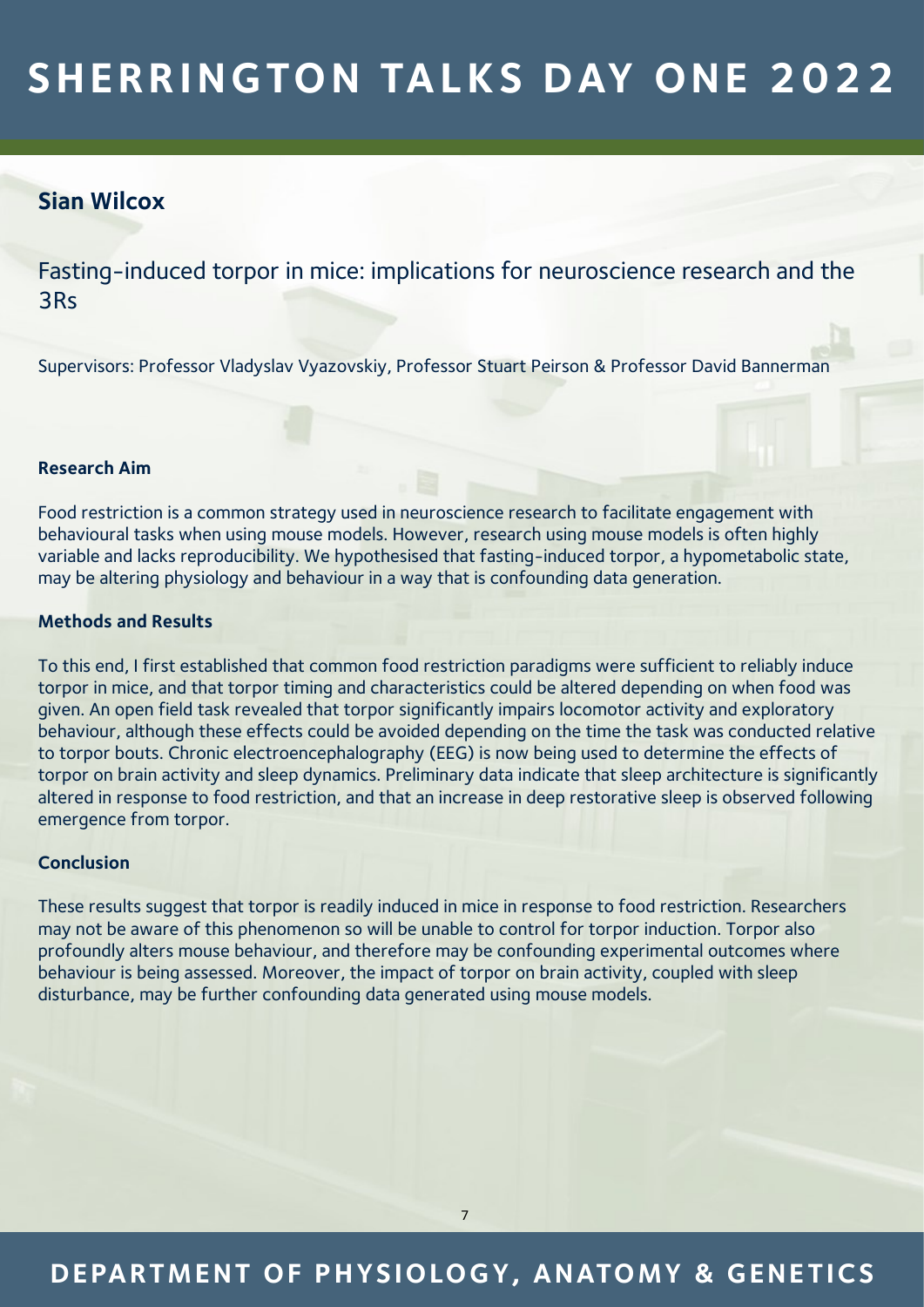## Sian Wilcox

### Fasting-induced torpor in mice: implications for neuroscience research and the 3Rs

Supervisors: Professor Vladyslav Vyazovskiy, Professor Stuart Peirson & Professor David Bannerman

**Research Aim**

Food restriction is a common strategy used in neuroscience research to facilitate engagement with behavioural tasks when using mouse models. However, research using mouse models is often highly variable and lacks reproducibility. We hypothesised that fasting-induced torpor, a hypometabolic state, may be altering physiology and behaviour in a way that is confounding data generation.

**Methods and Results**

To this end, I first established that common food restriction paradigms were sufficient to reliably induce torpor in mice, and that torpor timing and characteristics could be altered depending on when food was given. An open field task revealed that torpor significantly impairs locomotor activity and exploratory behaviour, although these effects could be avoided depending on the time the task was conducted relative to torpor bouts. Chronic electroencephalography (EEG) is now being used to determine the effects of torpor on brain activity and sleep dynamics. Preliminary data indicate that sleep architecture is significantly altered in response to food restriction, and that an increase in deep restorative sleep is observed following emergence from torpor.

**Conclusion**

These results suggest that torpor is readily induced in mice in response to food restriction. Researchers may not be aware of this phenomenon so will be unable to control for torpor induction. Torpor also profoundly alters mouse behaviour, and therefore may be confounding experimental outcomes where behaviour is being assessed. Moreover, the impact of torpor on brain activity, coupled with sleep disturbance, may be further confounding data generated using mouse models.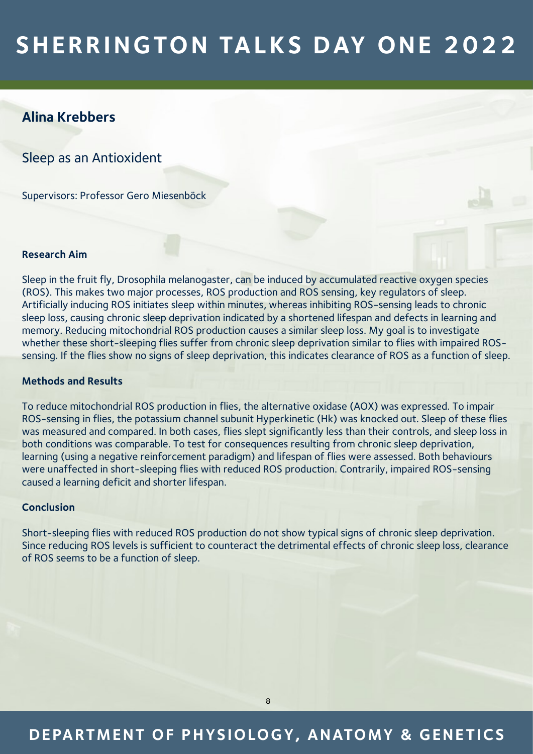## Alina Krebbers

Sleep as an Antioxident

Supervisors: Professor Gero Miesenböck

### Research Aim

Sleep in the fruit fly, Drosophila melanogaster, can be induced by accumulated reactive oxygen species (ROS). This makes two major processes, ROS production and ROS sensing, key regulators of sleep. Artificially inducing ROS initiates sleep within minutes, whereas inhibiting ROS-sensing leads to chronic sleep loss, causing chronic sleep deprivation indicated by a shortened lifespan and defects in learning and memory. Reducing mitochondrial ROS production causes a similar sleep loss. My goal is to investigate whether these short-sleeping flies suffer from chronic sleep deprivation similar to flies with impaired ROS-sensing. If the flies show no signs of sleep deprivation, this indicates clearance of ROS as a function of sleep.

### Methods and Results

To reduce mitochondrial ROS production in flies, the alternative oxidase (AOX) was expressed. To impair ROS-sensing in flies, the potassium channel subunit Hyperkinetic (Hk) was knocked out. Sleep of these flies was measured and compared. In both cases, flies slept significantly less than their controls, and sleep loss in both conditions was comparable. To test for consequences resulting from chronic sleep deprivation, learning (using a negative reinforcement paradigm) and lifespan of flies were assessed. Both behaviours were unaffected in short-sleeping flies with reduced ROS production. Contrarily, impaired ROS-sensing caused a learning deficit and shorter lifespan.

### Conclusion

Short-sleeping flies with reduced ROS production do not show typical signs of chronic sleep deprivation. Since reducing ROS levels is sufficient to counteract the detrimental effects of chronic sleep loss, clearance of ROS seems to be a function of sleep.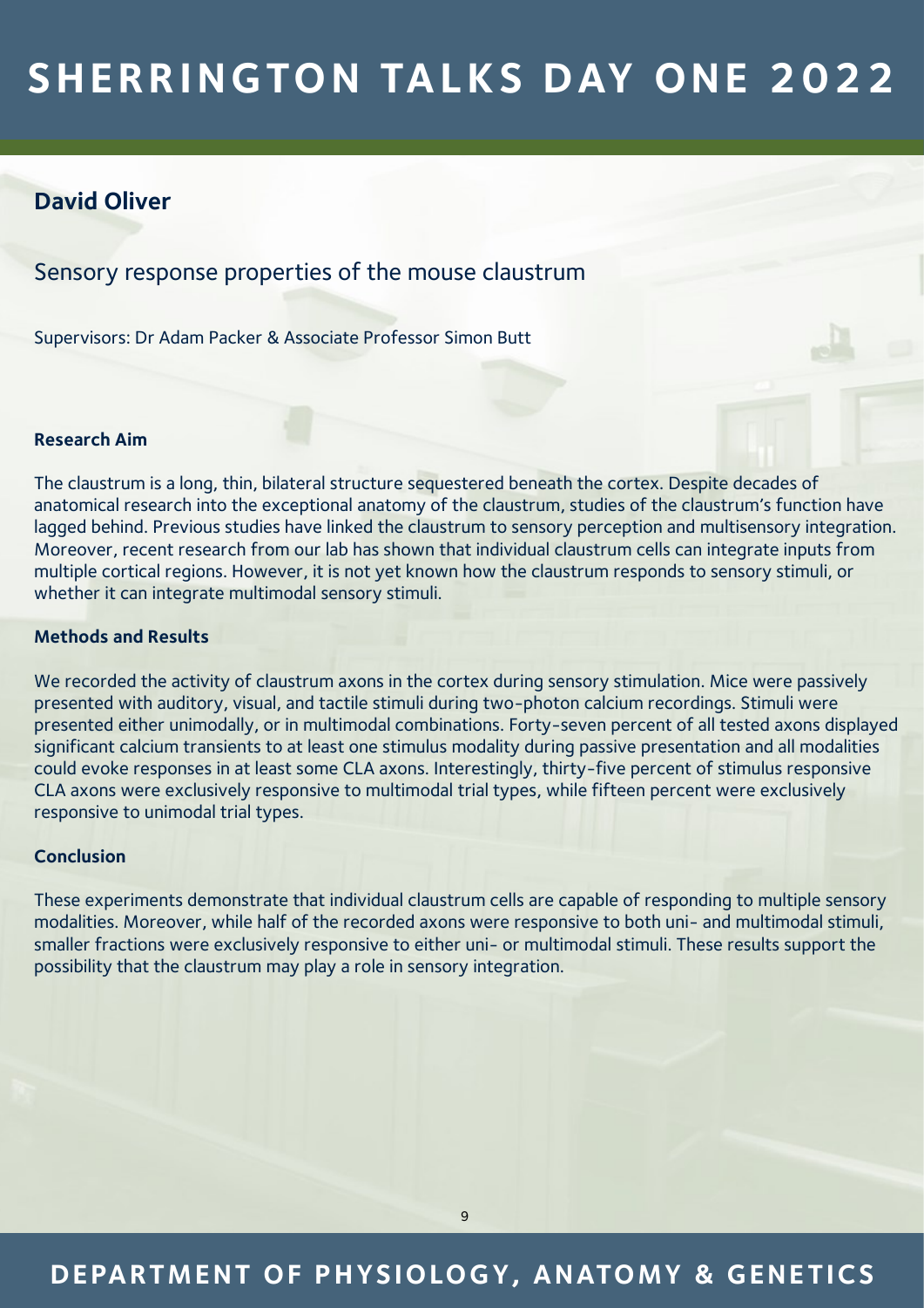## David Oliver

### Sensory response properties of the mouse claustrum

Supervisors: Dr Adam Packer & Associate Professor Simon Butt

**Research Aim**

The claustrum is a long, thin, bilateral structure sequestered beneath the cortex. Despite decades of anatomical research into the exceptional anatomy of the claustrum, studies of the claustrum's function have lagged behind. Previous studies have linked the claustrum to sensory perception and multisensory integration. Moreover, recent research from our lab has shown that individual claustrum cells can integrate inputs from multiple cortical regions. However, it is not yet known how the claustrum responds to sensory stimuli, or whether it can integrate multimodal sensory stimuli.

**Methods and Results**

We recorded the activity of claustrum axons in the cortex during sensory stimulation. Mice were passively presented with auditory, visual, and tactile stimuli during two-photon calcium recordings. Stimuli were presented either unimodally, or in multimodal combinations. Forty-seven percent of all tested axons displayed significant calcium transients to at least one stimulus modality during passive presentation and all modalities could evoke responses in at least some CLA axons. Interestingly, thirty-five percent of stimulus responsive CLA axons were exclusively responsive to multimodal trial types, while fifteen percent were exclusively responsive to unimodal trial types.

**Conclusion**

These experiments demonstrate that individual claustrum cells are capable of responding to multiple sensory modalities. Moreover, while half of the recorded axons were responsive to both uni- and multimodal stimuli, smaller fractions were exclusively responsive to either uni- or multimodal stimuli. These results support the possibility that the claustrum may play a role in sensory integration.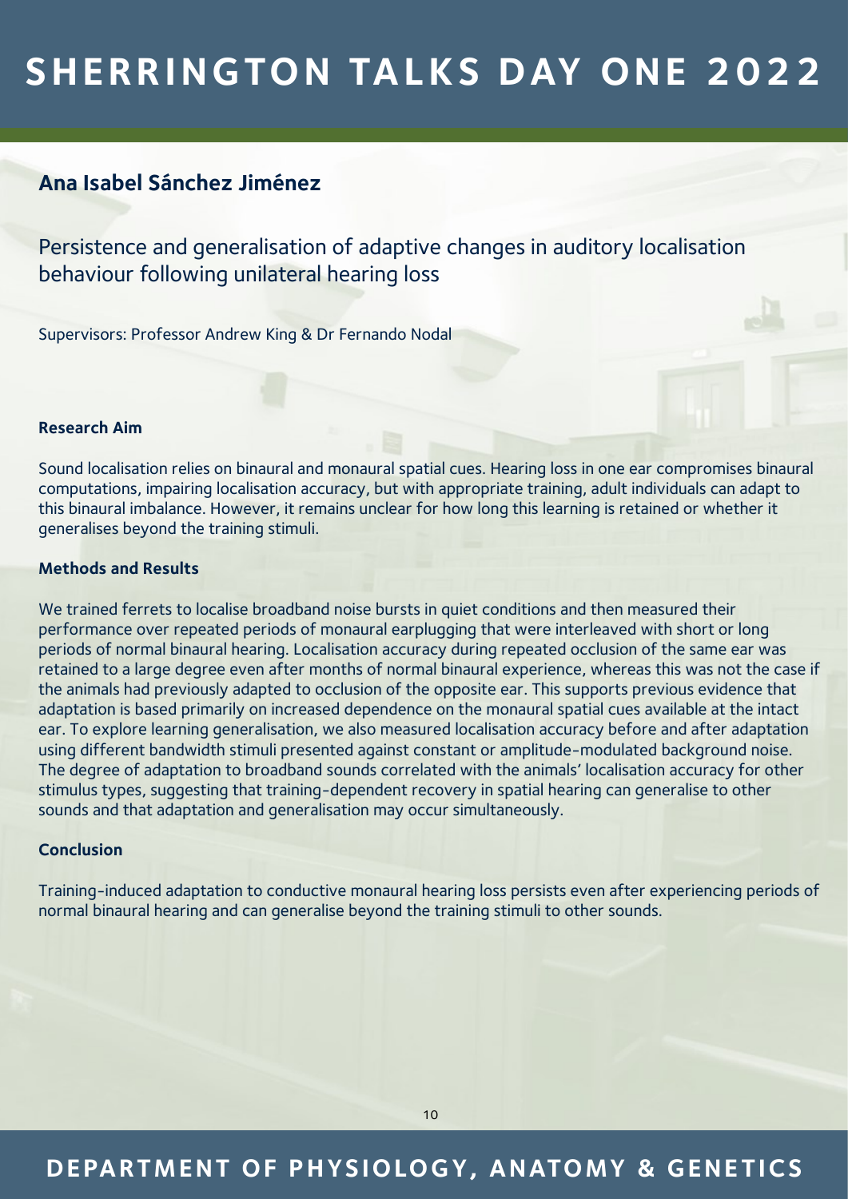## Ana Isabel Sánchez Jiménez

### Persistence and generalisation of adaptive changes in auditory localisation behaviour following unilateral hearing loss

Supervisors: Professor Andrew King & Dr Fernando Nodal

**Research Aim**

Sound localisation relies on binaural and monaural spatial cues. Hearing loss in one ear compromises binaural computations, impairing localisation accuracy, but with appropriate training, adult individuals can adapt to this binaural imbalance. However, it remains unclear for how long this learning is retained or whether it generalises beyond the training stimuli.

**Methods and Results**

We trained ferrets to localise broadband noise bursts in quiet conditions and then measured their performance over repeated periods of monaural earplugging that were interleaved with short or long periods of normal binaural hearing. Localisation accuracy during repeated occlusion of the same ear was retained to a large degree even after months of normal binaural experience, whereas this was not the case if the animals had previously adapted to occlusion of the opposite ear. This supports previous evidence that adaptation is based primarily on increased dependence on the monaural spatial cues available at the intact ear. To explore learning generalisation, we also measured localisation accuracy before and after adaptation using different bandwidth stimuli presented against constant or amplitude-modulated background noise. The degree of adaptation to broadband sounds correlated with the animals' localisation accuracy for other stimulus types, suggesting that training-dependent recovery in spatial hearing can generalise to other sounds and that adaptation and generalisation may occur simultaneously.

**Conclusion**

Training-induced adaptation to conductive monaural hearing loss persists even after experiencing periods of normal binaural hearing and can generalise beyond the training stimuli to other sounds.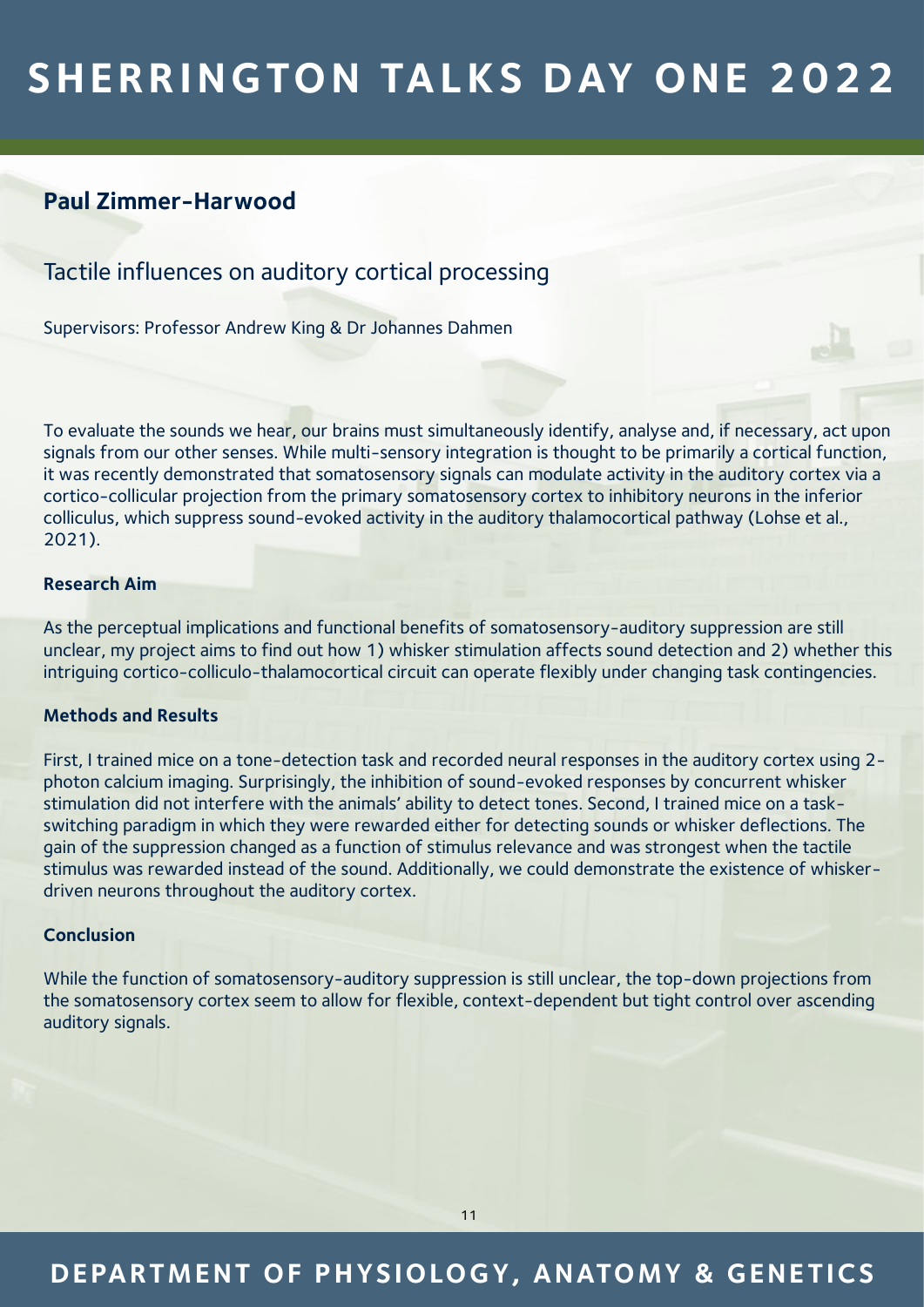## Paul Zimmer-Harwood

### Tactile influences on auditory cortical processing

Supervisors: Professor Andrew King & Dr Johannes Dahmen

To evaluate the sounds we hear, our brains must simultaneously identify, analyse and, if necessary, act upon signals from our other senses. While multi-sensory integration is thought to be primarily a cortical function, it was recently demonstrated that somatosensory signals can modulate activity in the auditory cortex via a cortico-collicular projection from the primary somatosensory cortex to inhibitory neurons in the inferior colliculus, which suppress sound-evoked activity in the auditory thalamocortical pathway (Lohse et al., 2021).

**Research Aim**

As the perceptual implications and functional benefits of somatosensory-auditory suppression are still unclear, my project aims to find out how 1) whisker stimulation affects sound detection and 2) whether this intriguing cortico-colliculo-thalamocortical circuit can operate flexibly under changing task contingencies.

**Methods and Results**

First, I trained mice on a tone-detection task and recorded neural responses in the auditory cortex using 2-photon calcium imaging. Surprisingly, the inhibition of sound-evoked responses by concurrent whisker stimulation did not interfere with the animals' ability to detect tones. Second, I trained mice on a task-switching paradigm in which they were rewarded either for detecting sounds or whisker deflections. The gain of the suppression changed as a function of stimulus relevance and was strongest when the tactile stimulus was rewarded instead of the sound. Additionally, we could demonstrate the existence of whisker-driven neurons throughout the auditory cortex.

**Conclusion**

While the function of somatosensory-auditory suppression is still unclear, the top-down projections from the somatosensory cortex seem to allow for flexible, context-dependent but tight control over ascending auditory signals.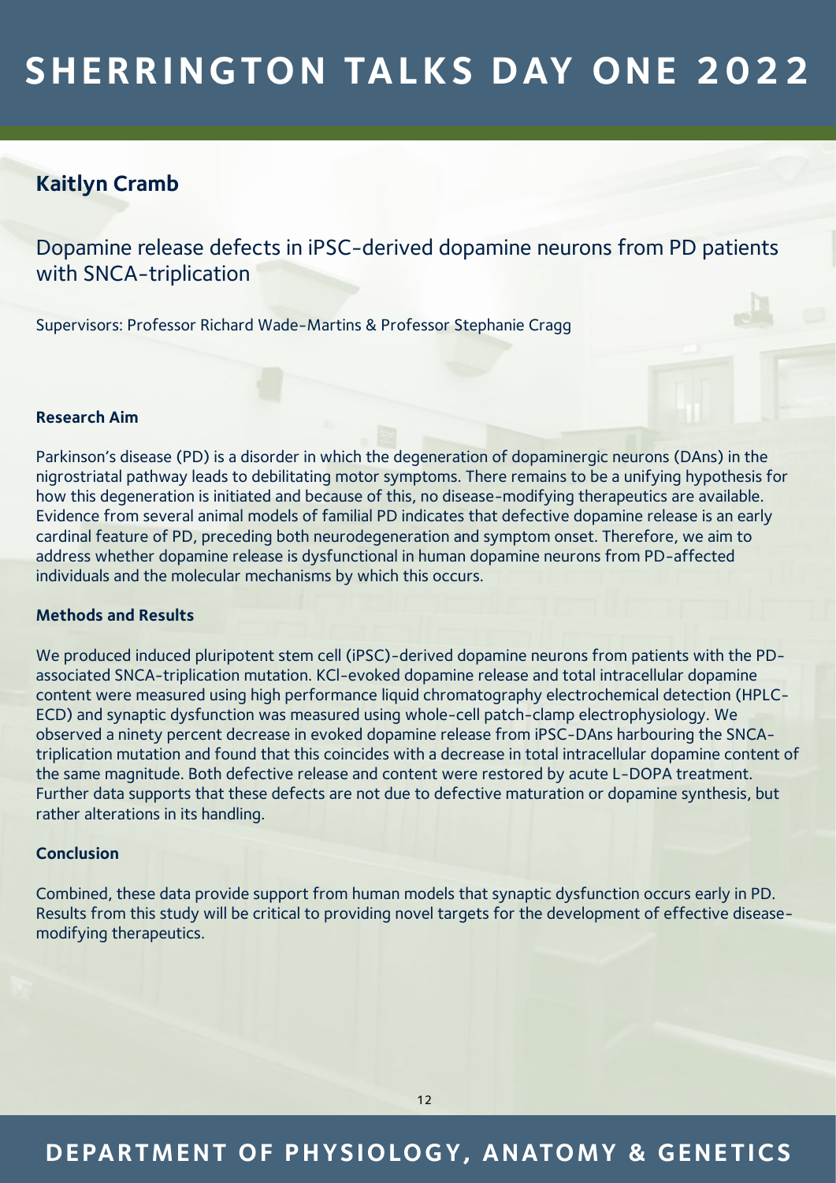## Kaitlyn Cramb

### Dopamine release defects in iPSC-derived dopamine neurons from PD patients with SNCA-triplication

Supervisors: Professor Richard Wade-Martins & Professor Stephanie Cragg

**Research Aim**

Parkinson's disease (PD) is a disorder in which the degeneration of dopaminergic neurons (DAns) in the nigrostriatal pathway leads to debilitating motor symptoms. There remains to be a unifying hypothesis for how this degeneration is initiated and because of this, no disease-modifying therapeutics are available. Evidence from several animal models of familial PD indicates that defective dopamine release is an early cardinal feature of PD, preceding both neurodegeneration and symptom onset. Therefore, we aim to address whether dopamine release is dysfunctional in human dopamine neurons from PD-affected individuals and the molecular mechanisms by which this occurs.

**Methods and Results**

We produced induced pluripotent stem cell (iPSC)-derived dopamine neurons from patients with the PD-associated SNCA-triplication mutation. KCl-evoked dopamine release and total intracellular dopamine content were measured using high performance liquid chromatography electrochemical detection (HPLC-ECD) and synaptic dysfunction was measured using whole-cell patch-clamp electrophysiology. We observed a ninety percent decrease in evoked dopamine release from iPSC-DAns harbouring the SNCA-triplication mutation and found that this coincides with a decrease in total intracellular dopamine content of the same magnitude. Both defective release and content were restored by acute L-DOPA treatment. Further data supports that these defects are not due to defective maturation or dopamine synthesis, but rather alterations in its handling.

**Conclusion**

Combined, these data provide support from human models that synaptic dysfunction occurs early in PD. Results from this study will be critical to providing novel targets for the development of effective disease-modifying therapeutics.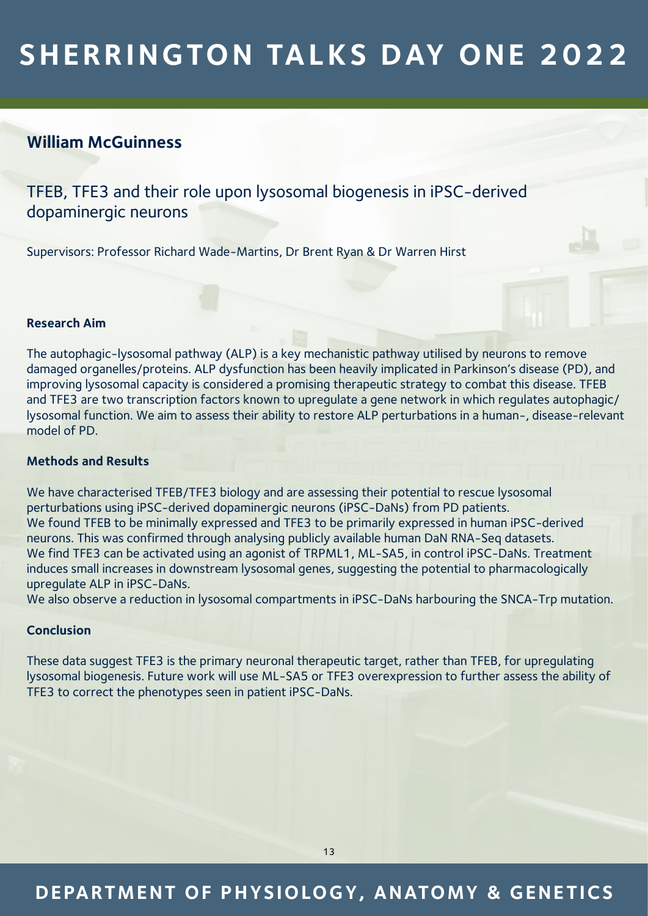## William McGuinness

### TFEB, TFE3 and their role upon lysosomal biogenesis in iPSC-derived dopaminergic neurons

Supervisors: Professor Richard Wade-Martins, Dr Brent Ryan & Dr Warren Hirst

**Research Aim**

The autophagic-lysosomal pathway (ALP) is a key mechanistic pathway utilised by neurons to remove damaged organelles/proteins. ALP dysfunction has been heavily implicated in Parkinson's disease (PD), and improving lysosomal capacity is considered a promising therapeutic strategy to combat this disease. TFEB and TFE3 are two transcription factors known to upregulate a gene network in which regulates autophagic/ lysosomal function. We aim to assess their ability to restore ALP perturbations in a human-, disease-relevant model of PD.

**Methods and Results**

We have characterised TFEB/TFE3 biology and are assessing their potential to rescue lysosomal perturbations using iPSC-derived dopaminergic neurons (iPSC-DaNs) from PD patients.
We found TFEB to be minimally expressed and TFE3 to be primarily expressed in human iPSC-derived neurons. This was confirmed through analysing publicly available human DaN RNA-Seq datasets.
We find TFE3 can be activated using an agonist of TRPML1, ML-SA5, in control iPSC-DaNs. Treatment induces small increases in downstream lysosomal genes, suggesting the potential to pharmacologically upregulate ALP in iPSC-DaNs.
We also observe a reduction in lysosomal compartments in iPSC-DaNs harbouring the SNCA-Trp mutation.

**Conclusion**

These data suggest TFE3 is the primary neuronal therapeutic target, rather than TFEB, for upregulating lysosomal biogenesis. Future work will use ML-SA5 or TFE3 overexpression to further assess the ability of TFE3 to correct the phenotypes seen in patient iPSC-DaNs.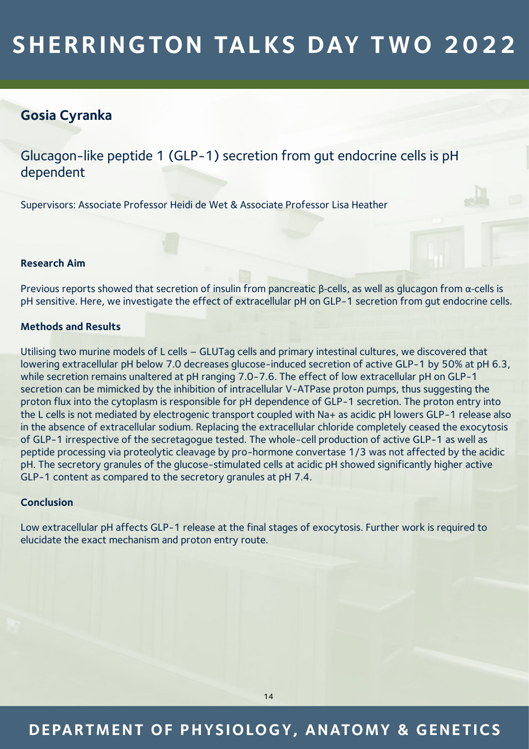## Gosia Cyranka

### Glucagon-like peptide 1 (GLP-1) secretion from gut endocrine cells is pH dependent

Supervisors: Associate Professor Heidi de Wet & Associate Professor Lisa Heather

**Research Aim**

Previous reports showed that secretion of insulin from pancreatic β-cells, as well as glucagon from α-cells is pH sensitive. Here, we investigate the effect of extracellular pH on GLP-1 secretion from gut endocrine cells.

**Methods and Results**

Utilising two murine models of L cells – GLUTag cells and primary intestinal cultures, we discovered that lowering extracellular pH below 7.0 decreases glucose-induced secretion of active GLP-1 by 50% at pH 6.3, while secretion remains unaltered at pH ranging 7.0-7.6. The effect of low extracellular pH on GLP-1 secretion can be mimicked by the inhibition of intracellular V-ATPase proton pumps, thus suggesting the proton flux into the cytoplasm is responsible for pH dependence of GLP-1 secretion. The proton entry into the L cells is not mediated by electrogenic transport coupled with $Na^+$ as acidic pH lowers GLP-1 release also in the absence of extracellular sodium. Replacing the extracellular chloride completely ceased the exocytosis of GLP-1 irrespective of the secretagogue tested. The whole-cell production of active GLP-1 as well as peptide processing via proteolytic cleavage by pro-hormone convertase 1/3 was not affected by the acidic pH. The secretory granules of the glucose-stimulated cells at acidic pH showed significantly higher active GLP-1 content as compared to the secretory granules at pH 7.4.

**Conclusion**

Low extracellular pH affects GLP-1 release at the final stages of exocytosis. Further work is required to elucidate the exact mechanism and proton entry route.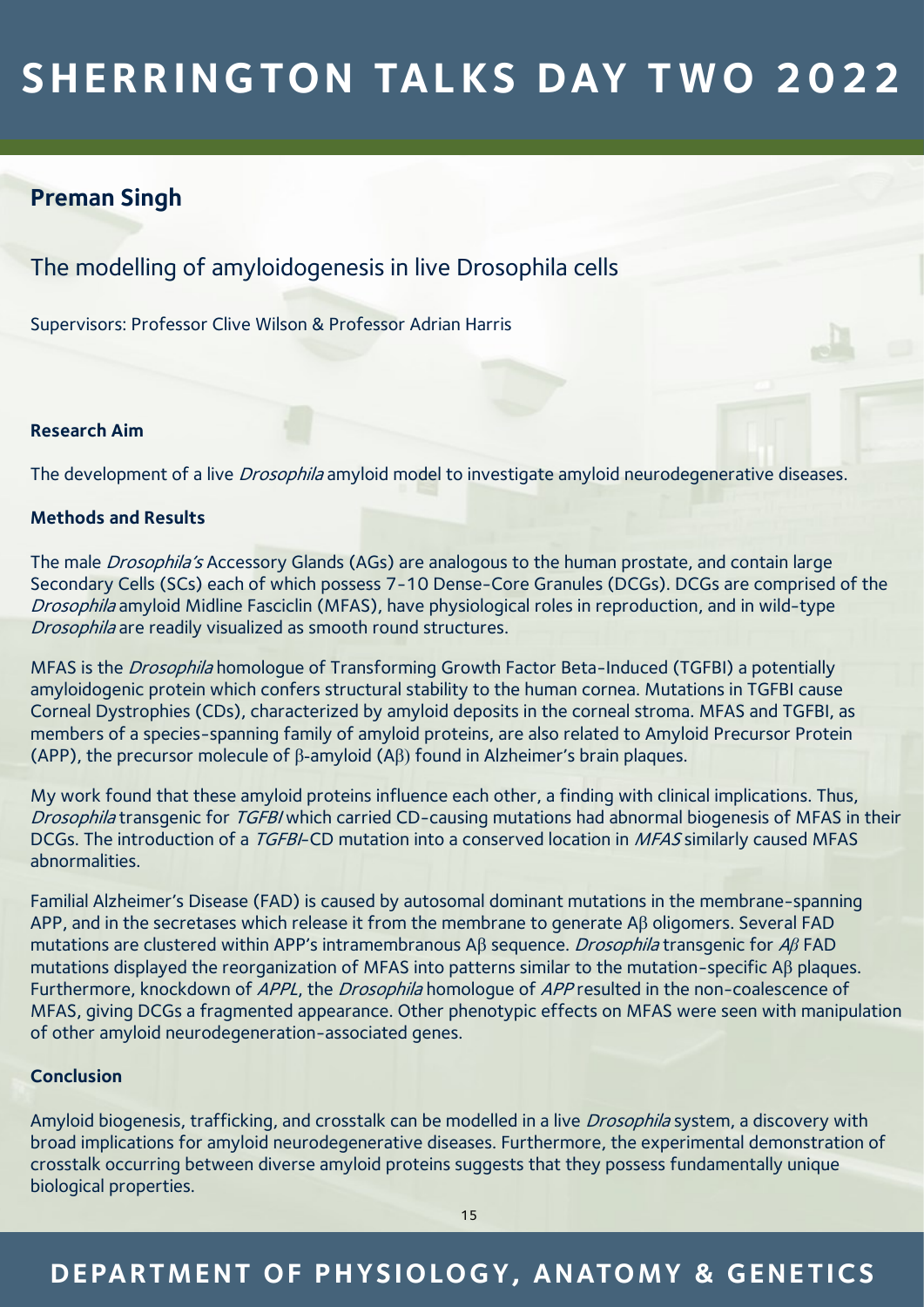## Preman Singh

### The modelling of amyloidogenesis in live Drosophila cells

Supervisors: Professor Clive Wilson & Professor Adrian Harris

**Research Aim**

The development of a live *Drosophila* amyloid model to investigate amyloid neurodegenerative diseases.

**Methods and Results**

The male *Drosophila's* Accessory Glands (AGs) are analogous to the human prostate, and contain large Secondary Cells (SCs) each of which possess 7-10 Dense-Core Granules (DCGs). DCGs are comprised of the *Drosophila* amyloid Midline Fasciclin (MFAS), have physiological roles in reproduction, and in wild-type *Drosophila* are readily visualized as smooth round structures.

MFAS is the *Drosophila* homologue of Transforming Growth Factor Beta-Induced (TGFBI) a potentially amyloidogenic protein which confers structural stability to the human cornea. Mutations in TGFBI cause Corneal Dystrophies (CDs), characterized by amyloid deposits in the corneal stroma. MFAS and TGFBI, as members of a species-spanning family of amyloid proteins, are also related to Amyloid Precursor Protein (APP), the precursor molecule of β-amyloid (Aβ) found in Alzheimer's brain plaques.

My work found that these amyloid proteins influence each other, a finding with clinical implications. Thus, *Drosophila* transgenic for *TGFBI* which carried CD-causing mutations had abnormal biogenesis of MFAS in their DCGs. The introduction of a *TGFBI*-CD mutation into a conserved location in *MFAS* similarly caused MFAS abnormalities.

Familial Alzheimer's Disease (FAD) is caused by autosomal dominant mutations in the membrane-spanning APP, and in the secretases which release it from the membrane to generate Aβ oligomers. Several FAD mutations are clustered within APP's intramembranous Aβ sequence. *Drosophila* transgenic for *Aβ* FAD mutations displayed the reorganization of MFAS into patterns similar to the mutation-specific Aβ plaques. Furthermore, knockdown of *APPL*, the *Drosophila* homologue of *APP* resulted in the non-coalescence of MFAS, giving DCGs a fragmented appearance. Other phenotypic effects on MFAS were seen with manipulation of other amyloid neurodegeneration-associated genes.

**Conclusion**

Amyloid biogenesis, trafficking, and crosstalk can be modelled in a live *Drosophila* system, a discovery with broad implications for amyloid neurodegenerative diseases. Furthermore, the experimental demonstration of crosstalk occurring between diverse amyloid proteins suggests that they possess fundamentally unique biological properties.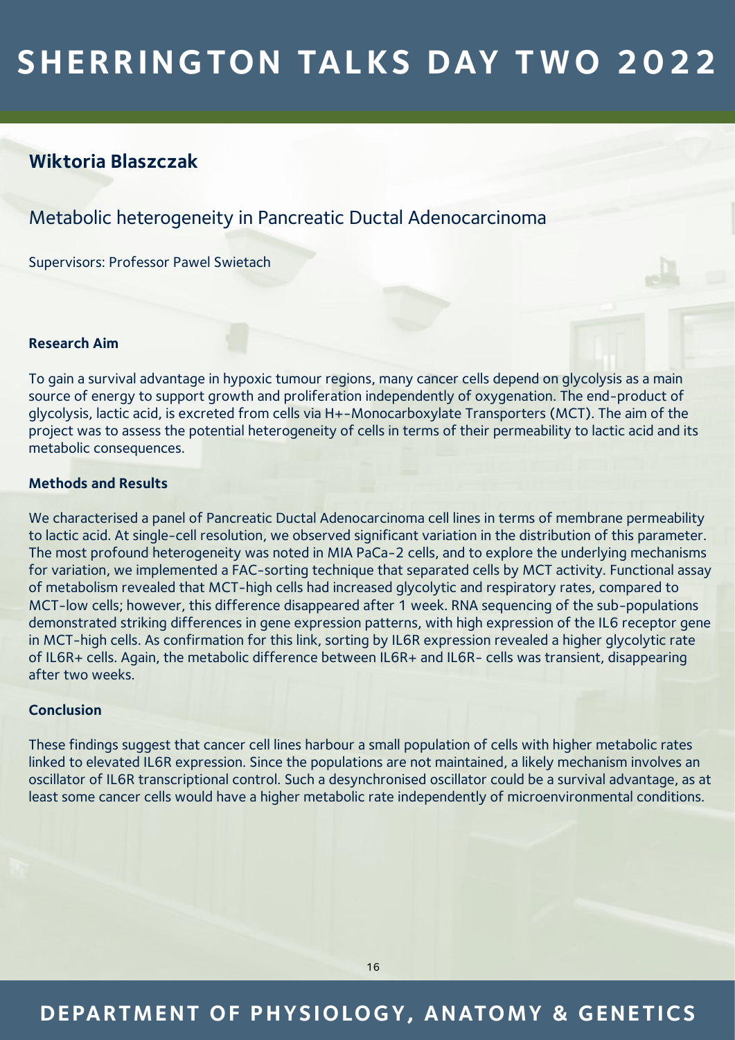## Wiktoria Blaszczak

### Metabolic heterogeneity in Pancreatic Ductal Adenocarcinoma

Supervisors: Professor Pawel Swietach

**Research Aim**

To gain a survival advantage in hypoxic tumour regions, many cancer cells depend on glycolysis as a main source of energy to support growth and proliferation independently of oxygenation. The end-product of glycolysis, lactic acid, is excreted from cells via H+-Monocarboxylate Transporters (MCT). The aim of the project was to assess the potential heterogeneity of cells in terms of their permeability to lactic acid and its metabolic consequences.

**Methods and Results**

We characterised a panel of Pancreatic Ductal Adenocarcinoma cell lines in terms of membrane permeability to lactic acid. At single-cell resolution, we observed significant variation in the distribution of this parameter. The most profound heterogeneity was noted in MIA PaCa-2 cells, and to explore the underlying mechanisms for variation, we implemented a FAC-sorting technique that separated cells by MCT activity. Functional assay of metabolism revealed that MCT-high cells had increased glycolytic and respiratory rates, compared to MCT-low cells; however, this difference disappeared after 1 week. RNA sequencing of the sub-populations demonstrated striking differences in gene expression patterns, with high expression of the IL6 receptor gene in MCT-high cells. As confirmation for this link, sorting by IL6R expression revealed a higher glycolytic rate of IL6R+ cells. Again, the metabolic difference between IL6R+ and IL6R- cells was transient, disappearing after two weeks.

**Conclusion**

These findings suggest that cancer cell lines harbour a small population of cells with higher metabolic rates linked to elevated IL6R expression. Since the populations are not maintained, a likely mechanism involves an oscillator of IL6R transcriptional control. Such a desynchronised oscillator could be a survival advantage, as at least some cancer cells would have a higher metabolic rate independently of microenvironmental conditions.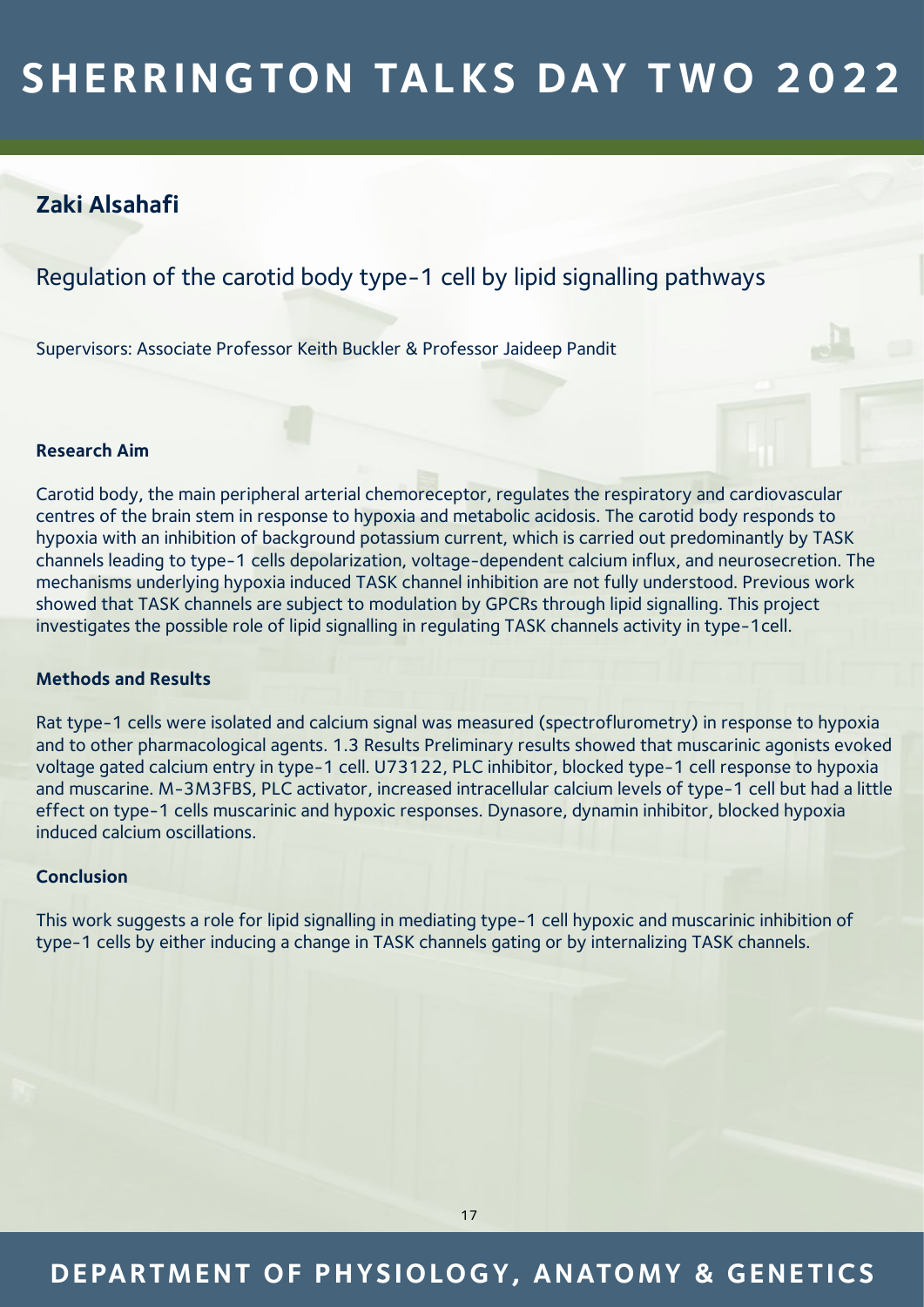## Zaki Alsahafi

### Regulation of the carotid body type-1 cell by lipid signalling pathways

Supervisors: Associate Professor Keith Buckler & Professor Jaideep Pandit

**Research Aim**

Carotid body, the main peripheral arterial chemoreceptor, regulates the respiratory and cardiovascular centres of the brain stem in response to hypoxia and metabolic acidosis. The carotid body responds to hypoxia with an inhibition of background potassium current, which is carried out predominantly by TASK channels leading to type-1 cells depolarization, voltage-dependent calcium influx, and neurosecretion. The mechanisms underlying hypoxia induced TASK channel inhibition are not fully understood. Previous work showed that TASK channels are subject to modulation by GPCRs through lipid signalling. This project investigates the possible role of lipid signalling in regulating TASK channels activity in type-1cell.

**Methods and Results**

Rat type-1 cells were isolated and calcium signal was measured (spectroflurometry) in response to hypoxia and to other pharmacological agents. 1.3 Results Preliminary results showed that muscarinic agonists evoked voltage gated calcium entry in type-1 cell. U73122, PLC inhibitor, blocked type-1 cell response to hypoxia and muscarine. M-3M3FBS, PLC activator, increased intracellular calcium levels of type-1 cell but had a little effect on type-1 cells muscarinic and hypoxic responses. Dynasore, dynamin inhibitor, blocked hypoxia induced calcium oscillations.

**Conclusion**

This work suggests a role for lipid signalling in mediating type-1 cell hypoxic and muscarinic inhibition of type-1 cells by either inducing a change in TASK channels gating or by internalizing TASK channels.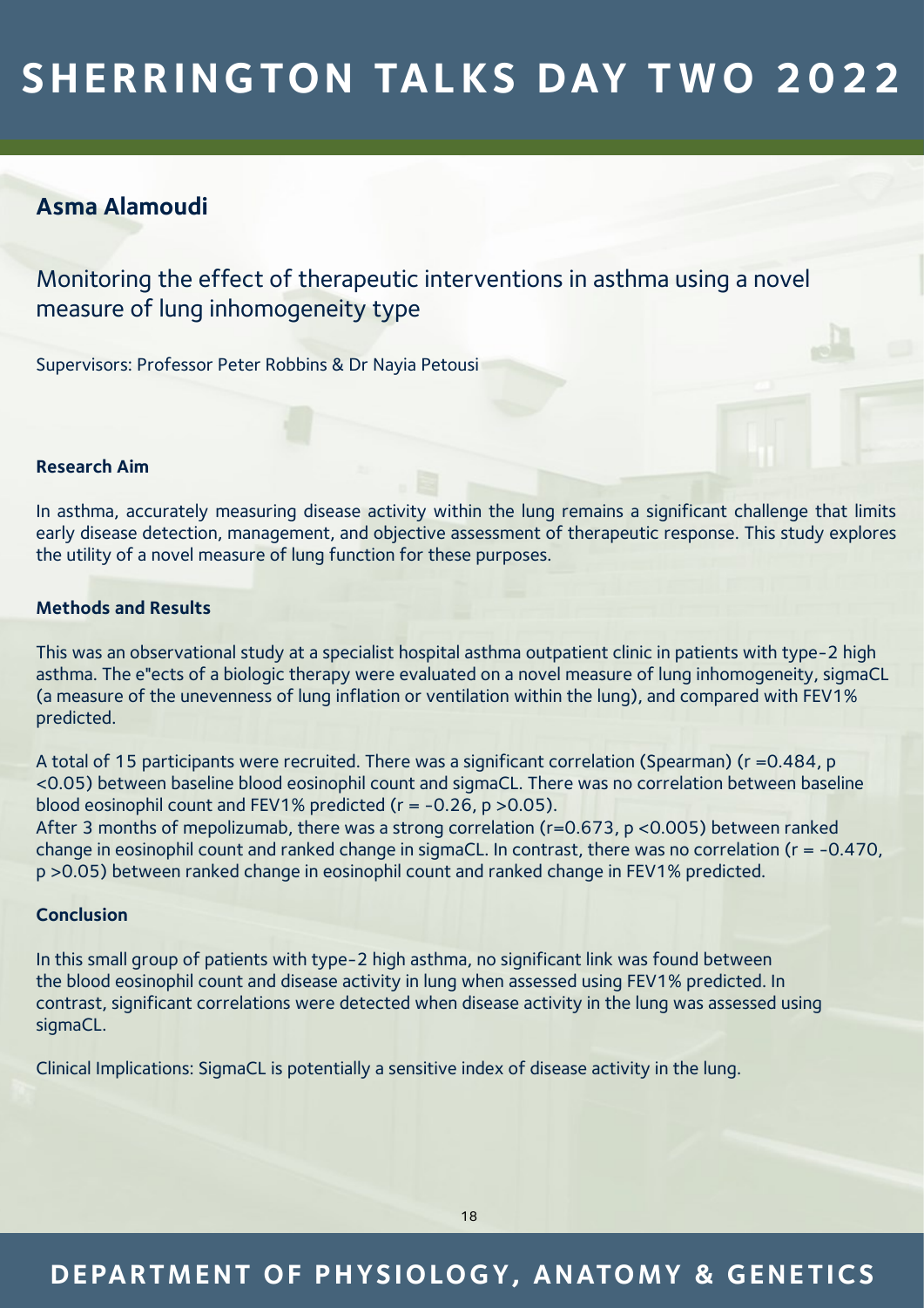## Asma Alamoudi

### Monitoring the effect of therapeutic interventions in asthma using a novel measure of lung inhomogeneity type

Supervisors: Professor Peter Robbins & Dr Nayia Petousi

**Research Aim**

In asthma, accurately measuring disease activity within the lung remains a significant challenge that limits early disease detection, management, and objective assessment of therapeutic response. This study explores the utility of a novel measure of lung function for these purposes.

**Methods and Results**

This was an observational study at a specialist hospital asthma outpatient clinic in patients with type-2 high asthma. The e"ects of a biologic therapy were evaluated on a novel measure of lung inhomogeneity, sigmaCL (a measure of the unevenness of lung inflation or ventilation within the lung), and compared with FEV1% predicted.

A total of 15 participants were recruited. There was a significant correlation (Spearman) ($r = 0.484$, $p < 0.05$) between baseline blood eosinophil count and sigmaCL. There was no correlation between baseline blood eosinophil count and FEV1% predicted ($r = -0.26$, $p > 0.05$).
After 3 months of mepolizumab, there was a strong correlation ($r = 0.673$, $p < 0.005$) between ranked change in eosinophil count and ranked change in sigmaCL. In contrast, there was no correlation ($r = -0.470$, $p > 0.05$) between ranked change in eosinophil count and ranked change in FEV1% predicted.

**Conclusion**

In this small group of patients with type-2 high asthma, no significant link was found between the blood eosinophil count and disease activity in lung when assessed using FEV1% predicted. In contrast, significant correlations were detected when disease activity in the lung was assessed using sigmaCL.

Clinical Implications: SigmaCL is potentially a sensitive index of disease activity in the lung.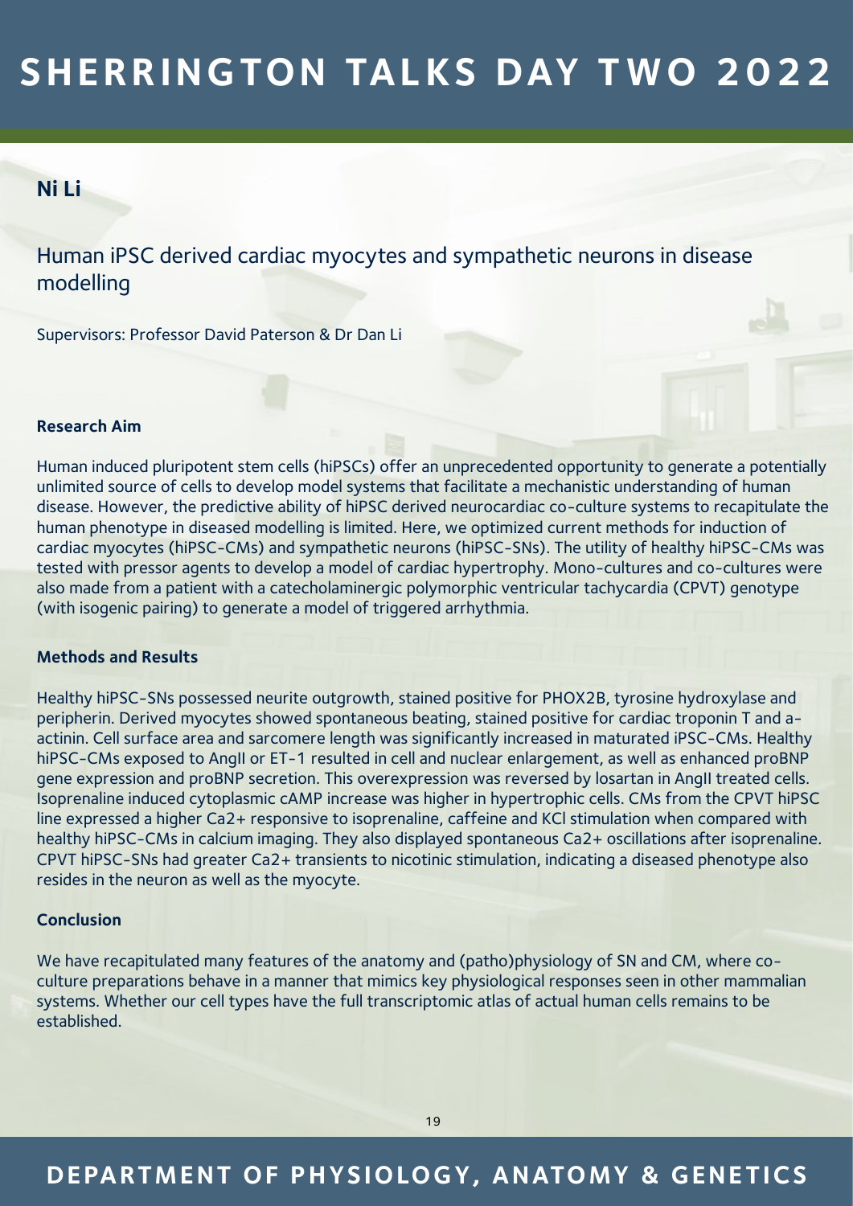## Ni Li

### Human iPSC derived cardiac myocytes and sympathetic neurons in disease modelling

Supervisors: Professor David Paterson & Dr Dan Li

**Research Aim**

Human induced pluripotent stem cells (hiPSCs) offer an unprecedented opportunity to generate a potentially unlimited source of cells to develop model systems that facilitate a mechanistic understanding of human disease. However, the predictive ability of hiPSC derived neurocardiac co-culture systems to recapitulate the human phenotype in diseased modelling is limited. Here, we optimized current methods for induction of cardiac myocytes (hiPSC-CMs) and sympathetic neurons (hiPSC-SNs). The utility of healthy hiPSC-CMs was tested with pressor agents to develop a model of cardiac hypertrophy. Mono-cultures and co-cultures were also made from a patient with a catecholaminergic polymorphic ventricular tachycardia (CPVT) genotype (with isogenic pairing) to generate a model of triggered arrhythmia.

**Methods and Results**

Healthy hiPSC-SNs possessed neurite outgrowth, stained positive for PHOX2B, tyrosine hydroxylase and peripherin. Derived myocytes showed spontaneous beating, stained positive for cardiac troponin T and a-actinin. Cell surface area and sarcomere length was significantly increased in maturated iPSC-CMs. Healthy hiPSC-CMs exposed to AngII or ET-1 resulted in cell and nuclear enlargement, as well as enhanced proBNP gene expression and proBNP secretion. This overexpression was reversed by losartan in AngII treated cells. Isoprenaline induced cytoplasmic cAMP increase was higher in hypertrophic cells. CMs from the CPVT hiPSC line expressed a higher $Ca^{2+}$ responsive to isoprenaline, caffeine and KCl stimulation when compared with healthy hiPSC-CMs in calcium imaging. They also displayed spontaneous $Ca^{2+}$ oscillations after isoprenaline. CPVT hiPSC-SNs had greater $Ca^{2+}$ transients to nicotinic stimulation, indicating a diseased phenotype also resides in the neuron as well as the myocyte.

**Conclusion**

We have recapitulated many features of the anatomy and (patho)physiology of SN and CM, where co-culture preparations behave in a manner that mimics key physiological responses seen in other mammalian systems. Whether our cell types have the full transcriptomic atlas of actual human cells remains to be established.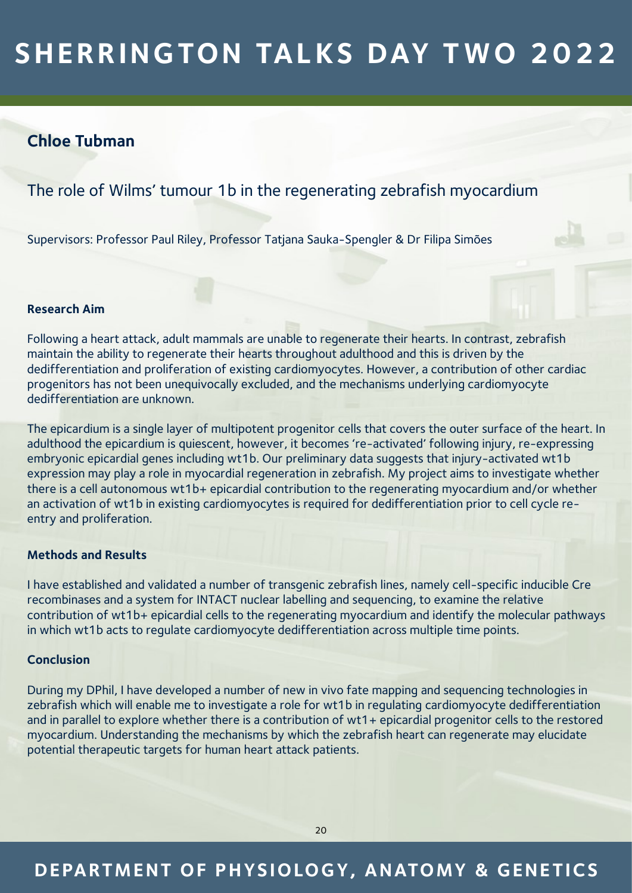## Chloe Tubman

### The role of Wilms' tumour 1b in the regenerating zebrafish myocardium

Supervisors: Professor Paul Riley, Professor Tatjana Sauka-Spengler & Dr Filipa Simões

**Research Aim**

Following a heart attack, adult mammals are unable to regenerate their hearts. In contrast, zebrafish maintain the ability to regenerate their hearts throughout adulthood and this is driven by the dedifferentiation and proliferation of existing cardiomyocytes. However, a contribution of other cardiac progenitors has not been unequivocally excluded, and the mechanisms underlying cardiomyocyte dedifferentiation are unknown.

The epicardium is a single layer of multipotent progenitor cells that covers the outer surface of the heart. In adulthood the epicardium is quiescent, however, it becomes 're-activated' following injury, re-expressing embryonic epicardial genes including wt1b. Our preliminary data suggests that injury-activated wt1b expression may play a role in myocardial regeneration in zebrafish. My project aims to investigate whether there is a cell autonomous wt1b+ epicardial contribution to the regenerating myocardium and/or whether an activation of wt1b in existing cardiomyocytes is required for dedifferentiation prior to cell cycle re-entry and proliferation.

**Methods and Results**

I have established and validated a number of transgenic zebrafish lines, namely cell-specific inducible Cre recombinases and a system for INTACT nuclear labelling and sequencing, to examine the relative contribution of wt1b+ epicardial cells to the regenerating myocardium and identify the molecular pathways in which wt1b acts to regulate cardiomyocyte dedifferentiation across multiple time points.

**Conclusion**

During my DPhil, I have developed a number of new in vivo fate mapping and sequencing technologies in zebrafish which will enable me to investigate a role for wt1b in regulating cardiomyocyte dedifferentiation and in parallel to explore whether there is a contribution of wt1+ epicardial progenitor cells to the restored myocardium. Understanding the mechanisms by which the zebrafish heart can regenerate may elucidate potential therapeutic targets for human heart attack patients.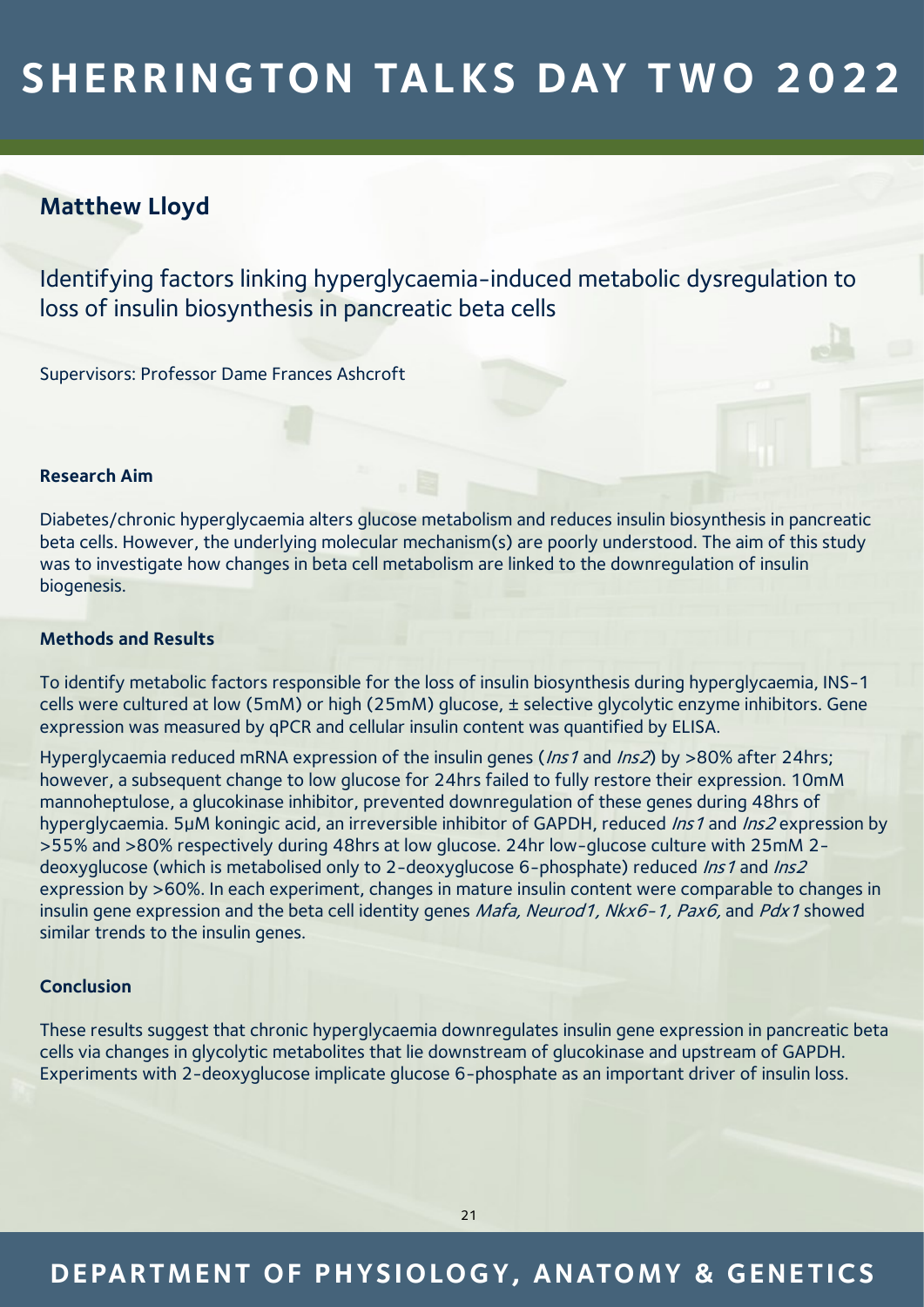## Matthew Lloyd

Identifying factors linking hyperglycaemia-induced metabolic dysregulation to loss of insulin biosynthesis in pancreatic beta cells

Supervisors: Professor Dame Frances Ashcroft

### Research Aim

Diabetes/chronic hyperglycaemia alters glucose metabolism and reduces insulin biosynthesis in pancreatic beta cells. However, the underlying molecular mechanism(s) are poorly understood. The aim of this study was to investigate how changes in beta cell metabolism are linked to the downregulation of insulin biogenesis.

### Methods and Results

To identify metabolic factors responsible for the loss of insulin biosynthesis during hyperglycaemia, INS-1 cells were cultured at low (5mM) or high (25mM) glucose, ± selective glycolytic enzyme inhibitors. Gene expression was measured by qPCR and cellular insulin content was quantified by ELISA.

Hyperglycaemia reduced mRNA expression of the insulin genes (*Ins1* and *Ins2*) by >80% after 24hrs; however, a subsequent change to low glucose for 24hrs failed to fully restore their expression. 10mM mannoheptulose, a glucokinase inhibitor, prevented downregulation of these genes during 48hrs of hyperglycaemia. 5μM koningic acid, an irreversible inhibitor of GAPDH, reduced *Ins1* and *Ins2* expression by >55% and >80% respectively during 48hrs at low glucose. 24hr low-glucose culture with 25mM 2-deoxyglucose (which is metabolised only to 2-deoxyglucose 6-phosphate) reduced *Ins1* and *Ins2* expression by >60%. In each experiment, changes in mature insulin content were comparable to changes in insulin gene expression and the beta cell identity genes *Mafa, Neurod1, Nkx6-1, Pax6,* and *Pdx1* showed similar trends to the insulin genes.

### Conclusion

These results suggest that chronic hyperglycaemia downregulates insulin gene expression in pancreatic beta cells via changes in glycolytic metabolites that lie downstream of glucokinase and upstream of GAPDH. Experiments with 2-deoxyglucose implicate glucose 6-phosphate as an important driver of insulin loss.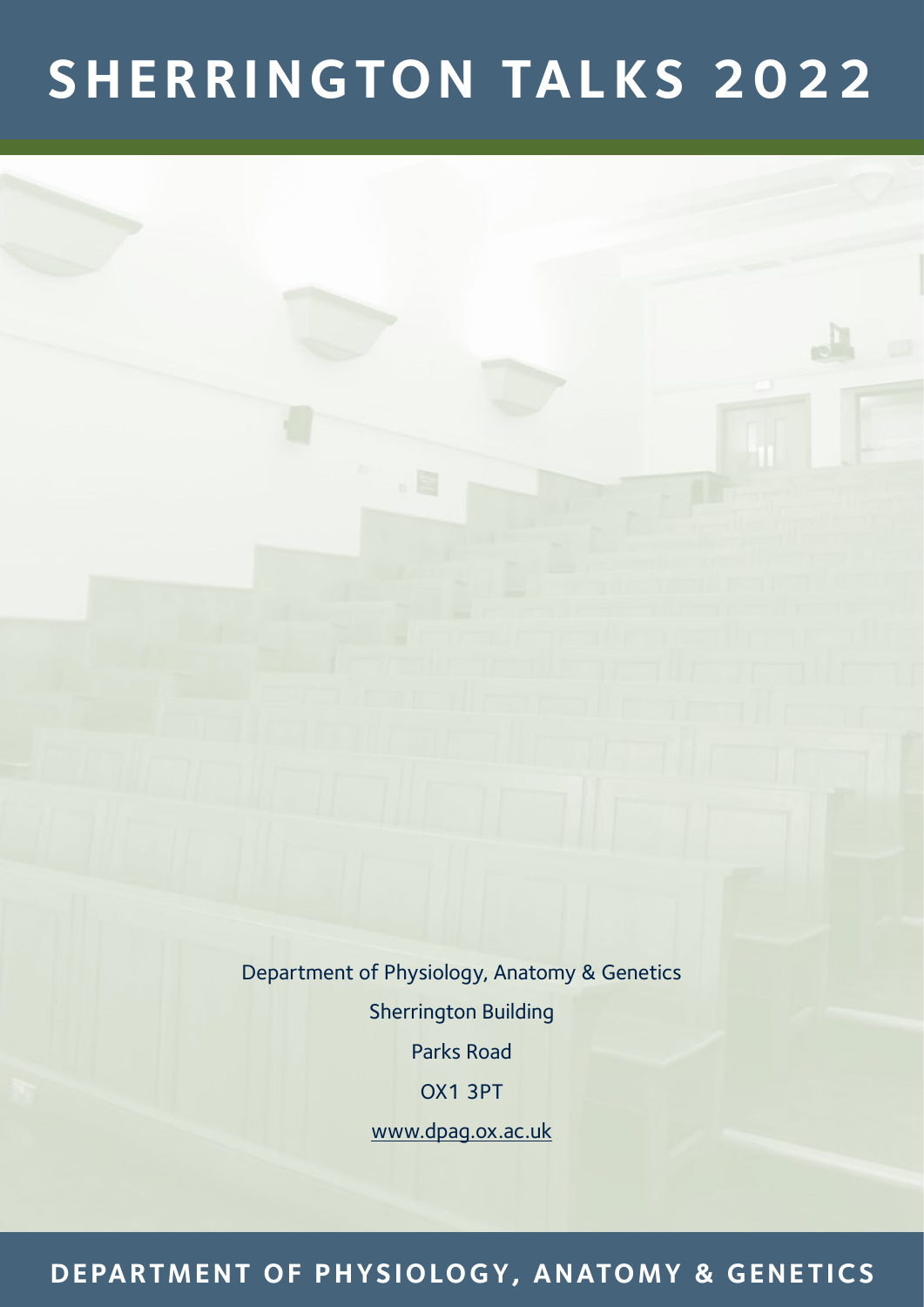# SHERRINGTON TALKS 2022

Department of Physiology, Anatomy & Genetics

Sherrington Building

Parks Road

OX1 3PT

www.dpag.ox.ac.uk

**DEPARTMENT OF PHYSIOLOGY, ANATOMY & GENETICS**